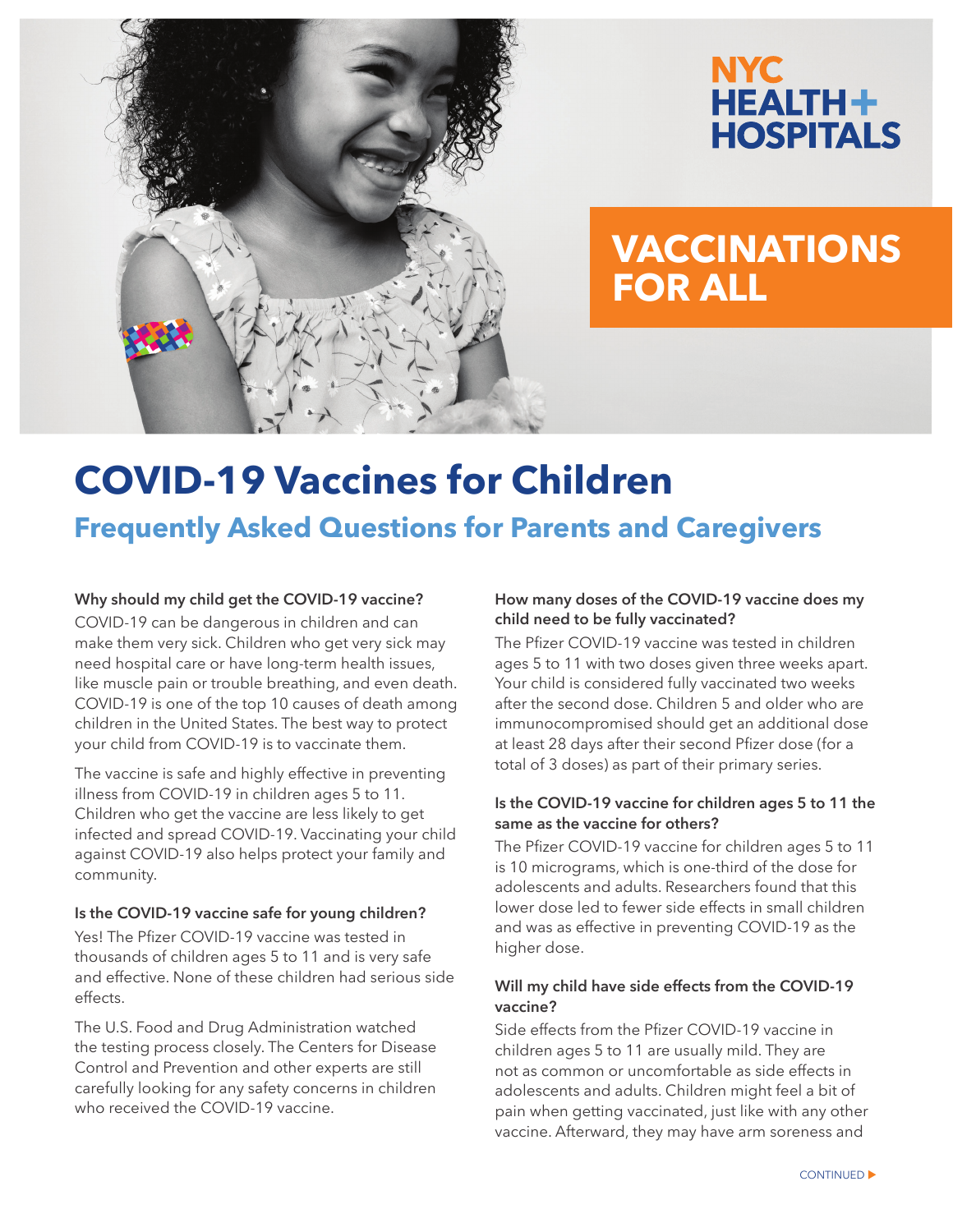NYC HEALTH+ HOSPITALS

VACCINATIONS FOR ALL

# COVID-19 Vaccines for Children

## Frequently Asked Questions for Parents and Caregivers

### Why should my child get the COVID-19 vaccine?

COVID-19 can be dangerous in children and can make them very sick. Children who get very sick may need hospital care or have long-term health issues, like muscle pain or trouble breathing, and even death. COVID-19 is one of the top 10 causes of death among children in the United States. The best way to protect your child from COVID-19 is to vaccinate them.

The vaccine is safe and highly effective in preventing illness from COVID-19 in children ages 5 to 11. Children who get the vaccine are less likely to get infected and spread COVID-19. Vaccinating your child against COVID-19 also helps protect your family and community.

### Is the COVID-19 vaccine safe for young children?

Yes! The Pfizer COVID-19 vaccine was tested in thousands of children ages 5 to 11 and is very safe and effective. None of these children had serious side effects.

The U.S. Food and Drug Administration watched the testing process closely. The Centers for Disease Control and Prevention and other experts are still carefully looking for any safety concerns in children who received the COVID-19 vaccine.

### How many doses of the COVID-19 vaccine does my child need to be fully vaccinated?

The Pfizer COVID-19 vaccine was tested in children ages 5 to 11 with two doses given three weeks apart. Your child is considered fully vaccinated two weeks after the second dose. Children 5 and older who are immunocompromised should get an additional dose at least 28 days after their second Pfizer dose (for a total of 3 doses) as part of their primary series.

### Is the COVID-19 vaccine for children ages 5 to 11 the same as the vaccine for others?

The Pfizer COVID-19 vaccine for children ages 5 to 11 is 10 micrograms, which is one-third of the dose for adolescents and adults. Researchers found that this lower dose led to fewer side effects in small children and was as effective in preventing COVID-19 as the higher dose.

### Will my child have side effects from the COVID-19 vaccine?

Side effects from the Pfizer COVID-19 vaccine in children ages 5 to 11 are usually mild. They are not as common or uncomfortable as side effects in adolescents and adults. Children might feel a bit of pain when getting vaccinated, just like with any other vaccine. Afterward, they may have arm soreness and

CONTINUED ▶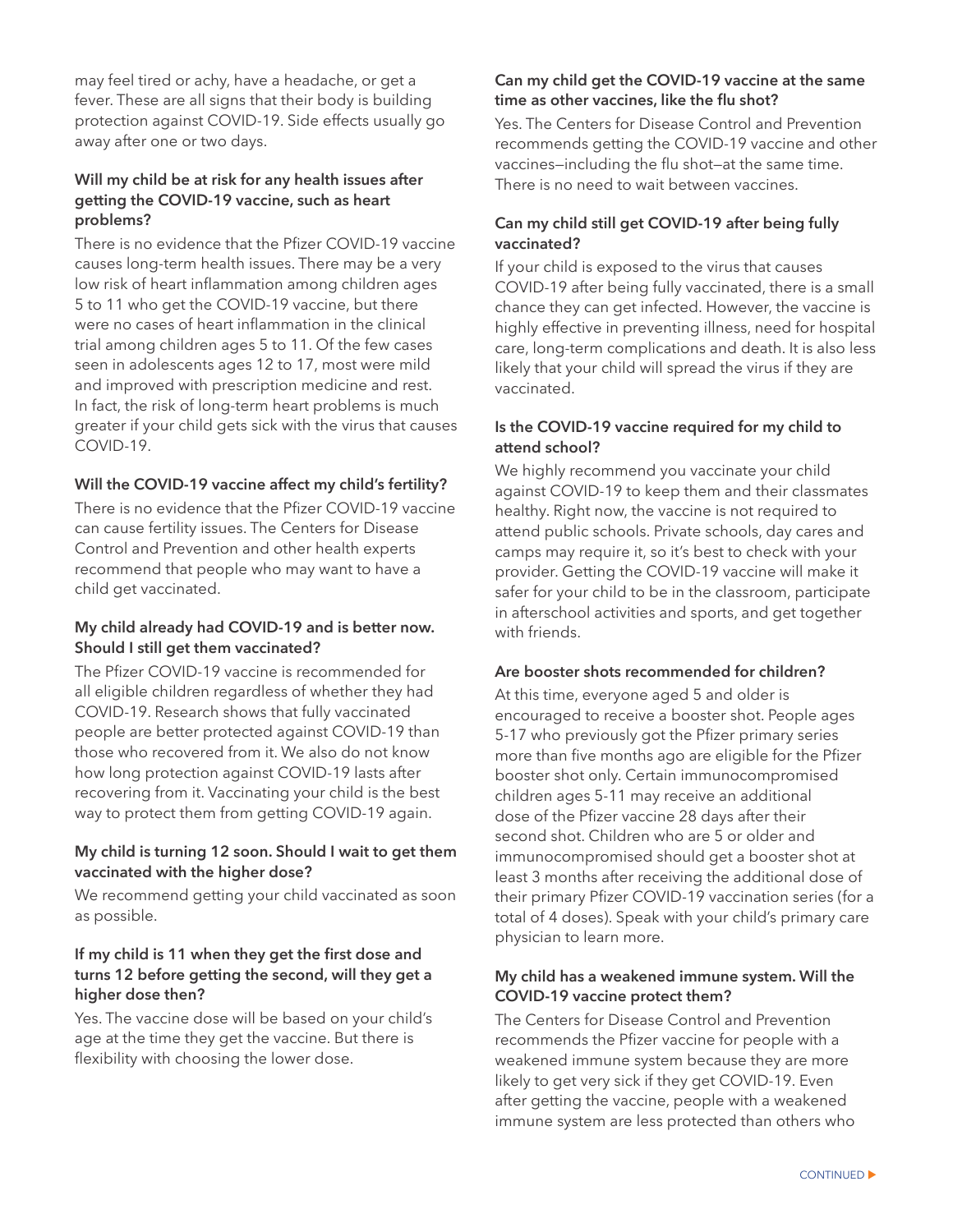may feel tired or achy, have a headache, or get a fever. These are all signs that their body is building protection against COVID-19. Side effects usually go away after one or two days.

### Will my child be at risk for any health issues after getting the COVID-19 vaccine, such as heart problems?

There is no evidence that the Pfizer COVID-19 vaccine causes long-term health issues. There may be a very low risk of heart inflammation among children ages 5 to 11 who get the COVID-19 vaccine, but there were no cases of heart inflammation in the clinical trial among children ages 5 to 11. Of the few cases seen in adolescents ages 12 to 17, most were mild and improved with prescription medicine and rest. In fact, the risk of long-term heart problems is much greater if your child gets sick with the virus that causes COVID-19.

### Will the COVID-19 vaccine affect my child's fertility?

There is no evidence that the Pfizer COVID-19 vaccine can cause fertility issues. The Centers for Disease Control and Prevention and other health experts recommend that people who may want to have a child get vaccinated.

### My child already had COVID-19 and is better now. Should I still get them vaccinated?

The Pfizer COVID-19 vaccine is recommended for all eligible children regardless of whether they had COVID-19. Research shows that fully vaccinated people are better protected against COVID-19 than those who recovered from it. We also do not know how long protection against COVID-19 lasts after recovering from it. Vaccinating your child is the best way to protect them from getting COVID-19 again.

### My child is turning 12 soon. Should I wait to get them vaccinated with the higher dose?

We recommend getting your child vaccinated as soon as possible.

### If my child is 11 when they get the first dose and turns 12 before getting the second, will they get a higher dose then?

Yes. The vaccine dose will be based on your child's age at the time they get the vaccine. But there is flexibility with choosing the lower dose.

### Can my child get the COVID-19 vaccine at the same time as other vaccines, like the flu shot?

Yes. The Centers for Disease Control and Prevention recommends getting the COVID-19 vaccine and other vaccines—including the flu shot—at the same time. There is no need to wait between vaccines.

### Can my child still get COVID-19 after being fully vaccinated?

If your child is exposed to the virus that causes COVID-19 after being fully vaccinated, there is a small chance they can get infected. However, the vaccine is highly effective in preventing illness, need for hospital care, long-term complications and death. It is also less likely that your child will spread the virus if they are vaccinated.

### Is the COVID-19 vaccine required for my child to attend school?

We highly recommend you vaccinate your child against COVID-19 to keep them and their classmates healthy. Right now, the vaccine is not required to attend public schools. Private schools, day cares and camps may require it, so it's best to check with your provider. Getting the COVID-19 vaccine will make it safer for your child to be in the classroom, participate in afterschool activities and sports, and get together with friends.

### Are booster shots recommended for children?

At this time, everyone aged 5 and older is encouraged to receive a booster shot. People ages 5-17 who previously got the Pfizer primary series more than five months ago are eligible for the Pfizer booster shot only. Certain immunocompromised children ages 5-11 may receive an additional dose of the Pfizer vaccine 28 days after their second shot. Children who are 5 or older and immunocompromised should get a booster shot at least 3 months after receiving the additional dose of their primary Pfizer COVID-19 vaccination series (for a total of 4 doses). Speak with your child's primary care physician to learn more.

### My child has a weakened immune system. Will the COVID-19 vaccine protect them?

The Centers for Disease Control and Prevention recommends the Pfizer vaccine for people with a weakened immune system because they are more likely to get very sick if they get COVID-19. Even after getting the vaccine, people with a weakened immune system are less protected than others who

CONTINUED ▶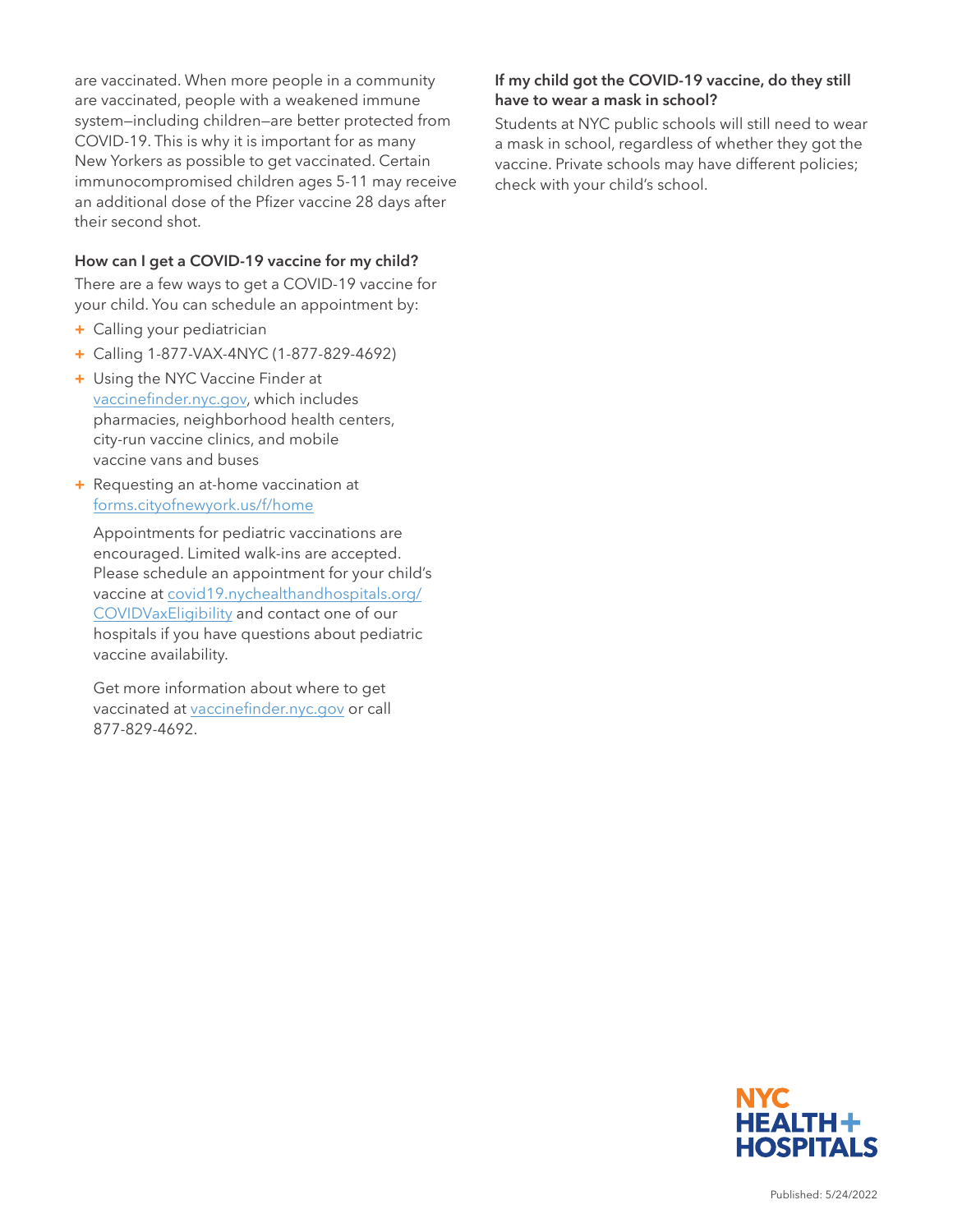are vaccinated. When more people in a community are vaccinated, people with a weakened immune system—including children—are better protected from COVID-19. This is why it is important for as many New Yorkers as possible to get vaccinated. Certain immunocompromised children ages 5-11 may receive an additional dose of the Pfizer vaccine 28 days after their second shot.

**How can I get a COVID-19 vaccine for my child?**

There are a few ways to get a COVID-19 vaccine for your child. You can schedule an appointment by:

+ Calling your pediatrician
+ Calling 1-877-VAX-4NYC (1-877-829-4692)
+ Using the NYC Vaccine Finder at vaccinefinder.nyc.gov, which includes pharmacies, neighborhood health centers, city-run vaccine clinics, and mobile vaccine vans and buses
+ Requesting an at-home vaccination at forms.cityofnewyork.us/f/home

  Appointments for pediatric vaccinations are encouraged. Limited walk-ins are accepted. Please schedule an appointment for your child's vaccine at covid19.nychealthandhospitals.org/COVIDVaxEligibility and contact one of our hospitals if you have questions about pediatric vaccine availability.

  Get more information about where to get vaccinated at vaccinefinder.nyc.gov or call 877-829-4692.

**If my child got the COVID-19 vaccine, do they still have to wear a mask in school?**

Students at NYC public schools will still need to wear a mask in school, regardless of whether they got the vaccine. Private schools may have different policies; check with your child's school.

NYC HEALTH+ HOSPITALS

Published: 5/24/2022